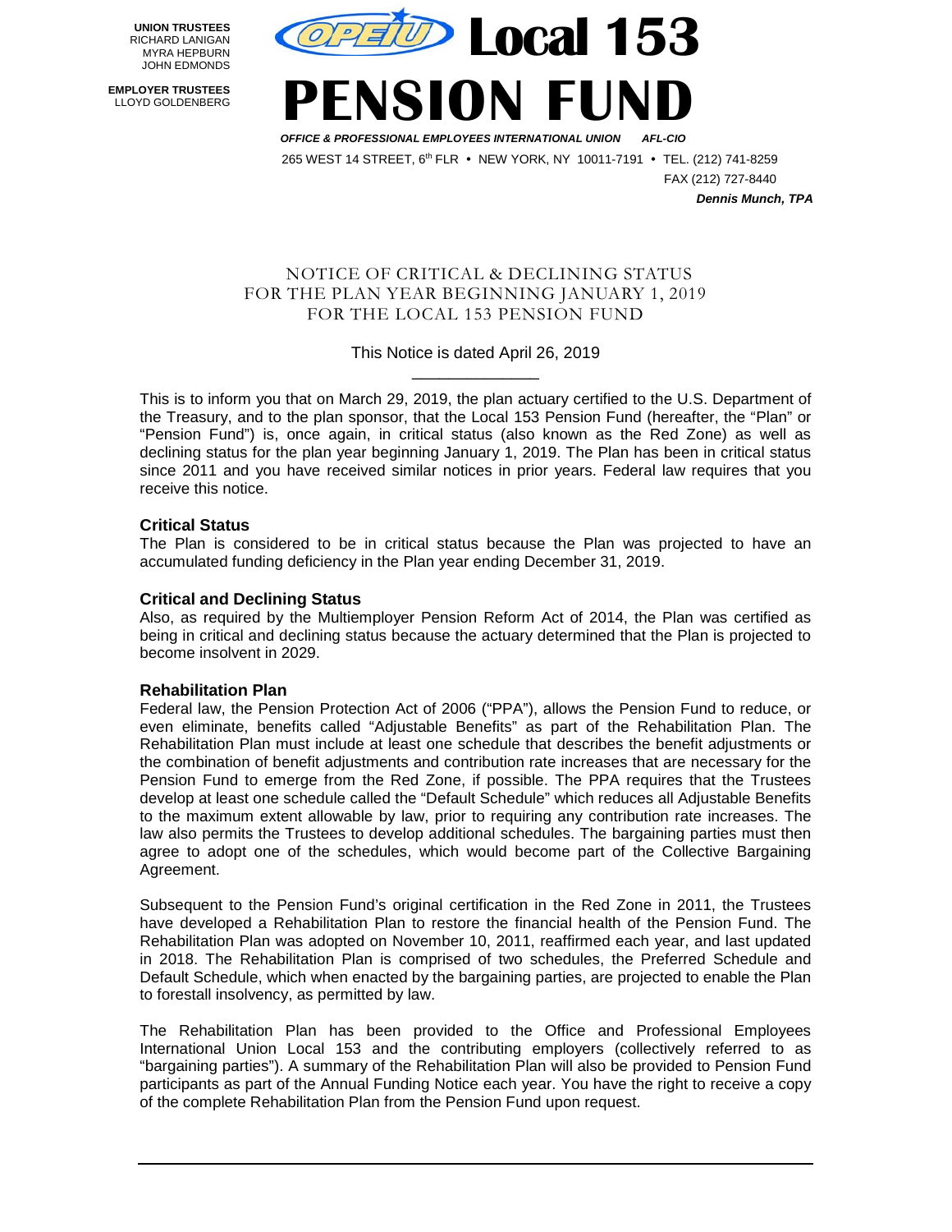**UNION TRUSTEES**
RICHARD LANIGAN
MYRA HEPBURN
JOHN EDMONDS

**EMPLOYER TRUSTEES**
LLOYD GOLDENBERG

# OPEIU Local 153 PENSION FUND

***OFFICE & PROFESSIONAL EMPLOYEES INTERNATIONAL UNION AFL-CIO***

265 WEST 14 STREET, 6th FLR • NEW YORK, NY 10011-7191 • TEL. (212) 741-8259
FAX (212) 727-8440

***Dennis Munch, TPA***

## NOTICE OF CRITICAL & DECLINING STATUS FOR THE PLAN YEAR BEGINNING JANUARY 1, 2019 FOR THE LOCAL 153 PENSION FUND

This Notice is dated April 26, 2019

---

This is to inform you that on March 29, 2019, the plan actuary certified to the U.S. Department of the Treasury, and to the plan sponsor, that the Local 153 Pension Fund (hereafter, the "Plan" or "Pension Fund") is, once again, in critical status (also known as the Red Zone) as well as declining status for the plan year beginning January 1, 2019. The Plan has been in critical status since 2011 and you have received similar notices in prior years. Federal law requires that you receive this notice.

### Critical Status

The Plan is considered to be in critical status because the Plan was projected to have an accumulated funding deficiency in the Plan year ending December 31, 2019.

### Critical and Declining Status

Also, as required by the Multiemployer Pension Reform Act of 2014, the Plan was certified as being in critical and declining status because the actuary determined that the Plan is projected to become insolvent in 2029.

### Rehabilitation Plan

Federal law, the Pension Protection Act of 2006 ("PPA"), allows the Pension Fund to reduce, or even eliminate, benefits called "Adjustable Benefits" as part of the Rehabilitation Plan. The Rehabilitation Plan must include at least one schedule that describes the benefit adjustments or the combination of benefit adjustments and contribution rate increases that are necessary for the Pension Fund to emerge from the Red Zone, if possible. The PPA requires that the Trustees develop at least one schedule called the "Default Schedule" which reduces all Adjustable Benefits to the maximum extent allowable by law, prior to requiring any contribution rate increases. The law also permits the Trustees to develop additional schedules. The bargaining parties must then agree to adopt one of the schedules, which would become part of the Collective Bargaining Agreement.

Subsequent to the Pension Fund's original certification in the Red Zone in 2011, the Trustees have developed a Rehabilitation Plan to restore the financial health of the Pension Fund. The Rehabilitation Plan was adopted on November 10, 2011, reaffirmed each year, and last updated in 2018. The Rehabilitation Plan is comprised of two schedules, the Preferred Schedule and Default Schedule, which when enacted by the bargaining parties, are projected to enable the Plan to forestall insolvency, as permitted by law.

The Rehabilitation Plan has been provided to the Office and Professional Employees International Union Local 153 and the contributing employers (collectively referred to as "bargaining parties"). A summary of the Rehabilitation Plan will also be provided to Pension Fund participants as part of the Annual Funding Notice each year. You have the right to receive a copy of the complete Rehabilitation Plan from the Pension Fund upon request.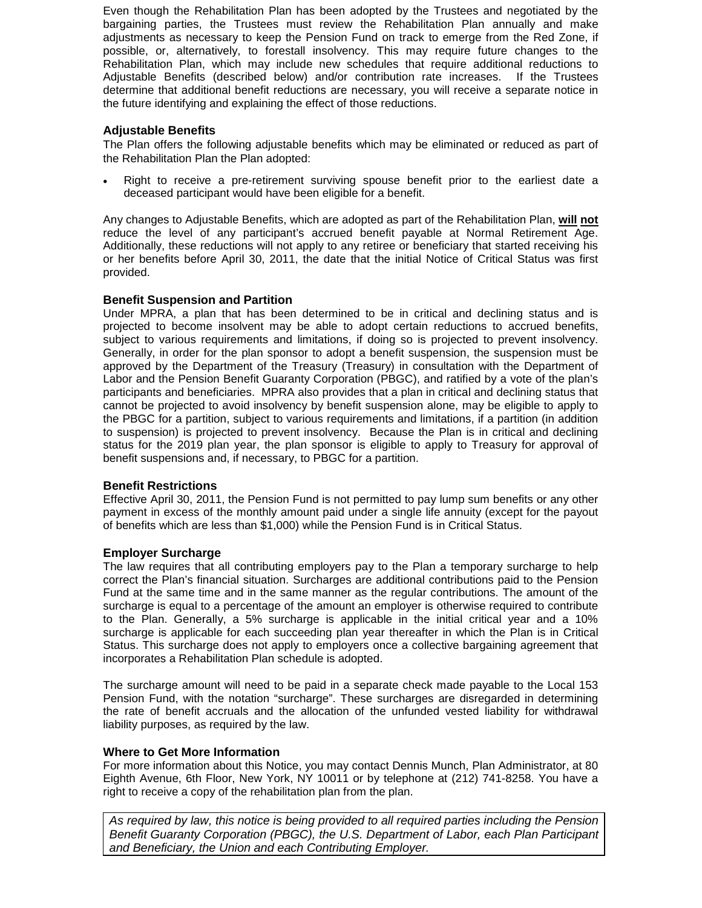Even though the Rehabilitation Plan has been adopted by the Trustees and negotiated by the bargaining parties, the Trustees must review the Rehabilitation Plan annually and make adjustments as necessary to keep the Pension Fund on track to emerge from the Red Zone, if possible, or, alternatively, to forestall insolvency. This may require future changes to the Rehabilitation Plan, which may include new schedules that require additional reductions to Adjustable Benefits (described below) and/or contribution rate increases. If the Trustees determine that additional benefit reductions are necessary, you will receive a separate notice in the future identifying and explaining the effect of those reductions.

### Adjustable Benefits

The Plan offers the following adjustable benefits which may be eliminated or reduced as part of the Rehabilitation Plan the Plan adopted:

- Right to receive a pre-retirement surviving spouse benefit prior to the earliest date a deceased participant would have been eligible for a benefit.

Any changes to Adjustable Benefits, which are adopted as part of the Rehabilitation Plan, **will not** reduce the level of any participant's accrued benefit payable at Normal Retirement Age. Additionally, these reductions will not apply to any retiree or beneficiary that started receiving his or her benefits before April 30, 2011, the date that the initial Notice of Critical Status was first provided.

### Benefit Suspension and Partition

Under MPRA, a plan that has been determined to be in critical and declining status and is projected to become insolvent may be able to adopt certain reductions to accrued benefits, subject to various requirements and limitations, if doing so is projected to prevent insolvency. Generally, in order for the plan sponsor to adopt a benefit suspension, the suspension must be approved by the Department of the Treasury (Treasury) in consultation with the Department of Labor and the Pension Benefit Guaranty Corporation (PBGC), and ratified by a vote of the plan's participants and beneficiaries. MPRA also provides that a plan in critical and declining status that cannot be projected to avoid insolvency by benefit suspension alone, may be eligible to apply to the PBGC for a partition, subject to various requirements and limitations, if a partition (in addition to suspension) is projected to prevent insolvency. Because the Plan is in critical and declining status for the 2019 plan year, the plan sponsor is eligible to apply to Treasury for approval of benefit suspensions and, if necessary, to PBGC for a partition.

### Benefit Restrictions

Effective April 30, 2011, the Pension Fund is not permitted to pay lump sum benefits or any other payment in excess of the monthly amount paid under a single life annuity (except for the payout of benefits which are less than $1,000) while the Pension Fund is in Critical Status.

### Employer Surcharge

The law requires that all contributing employers pay to the Plan a temporary surcharge to help correct the Plan's financial situation. Surcharges are additional contributions paid to the Pension Fund at the same time and in the same manner as the regular contributions. The amount of the surcharge is equal to a percentage of the amount an employer is otherwise required to contribute to the Plan. Generally, a 5% surcharge is applicable in the initial critical year and a 10% surcharge is applicable for each succeeding plan year thereafter in which the Plan is in Critical Status. This surcharge does not apply to employers once a collective bargaining agreement that incorporates a Rehabilitation Plan schedule is adopted.

The surcharge amount will need to be paid in a separate check made payable to the Local 153 Pension Fund, with the notation "surcharge". These surcharges are disregarded in determining the rate of benefit accruals and the allocation of the unfunded vested liability for withdrawal liability purposes, as required by the law.

### Where to Get More Information

For more information about this Notice, you may contact Dennis Munch, Plan Administrator, at 80 Eighth Avenue, 6th Floor, New York, NY 10011 or by telephone at (212) 741-8258. You have a right to receive a copy of the rehabilitation plan from the plan.

*As required by law, this notice is being provided to all required parties including the Pension Benefit Guaranty Corporation (PBGC), the U.S. Department of Labor, each Plan Participant and Beneficiary, the Union and each Contributing Employer.*